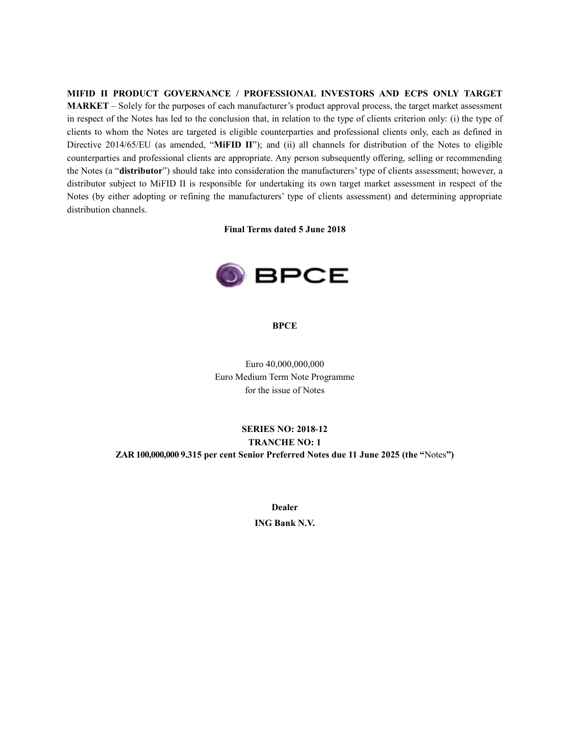**MIFID II PRODUCT GOVERNANCE / PROFESSIONAL INVESTORS AND ECPS ONLY TARGET MARKET** – Solely for the purposes of each manufacturer's product approval process, the target market assessment in respect of the Notes has led to the conclusion that, in relation to the type of clients criterion only: (i) the type of clients to whom the Notes are targeted is eligible counterparties and professional clients only, each as defined in Directive 2014/65/EU (as amended, "**MiFID II**"); and (ii) all channels for distribution of the Notes to eligible counterparties and professional clients are appropriate. Any person subsequently offering, selling or recommending the Notes (a "**distributor**") should take into consideration the manufacturers' type of clients assessment; however, a distributor subject to MiFID II is responsible for undertaking its own target market assessment in respect of the Notes (by either adopting or refining the manufacturers' type of clients assessment) and determining appropriate distribution channels.

**Final Terms dated 5 June 2018**

BPCE

**BPCE**

Euro 40,000,000,000
Euro Medium Term Note Programme
for the issue of Notes

**SERIES NO: 2018-12**
**TRANCHE NO: 1**
**ZAR 100,000,000 9.315 per cent Senior Preferred Notes due 11 June 2025 (the "**Notes**")**

**Dealer**

**ING Bank N.V.**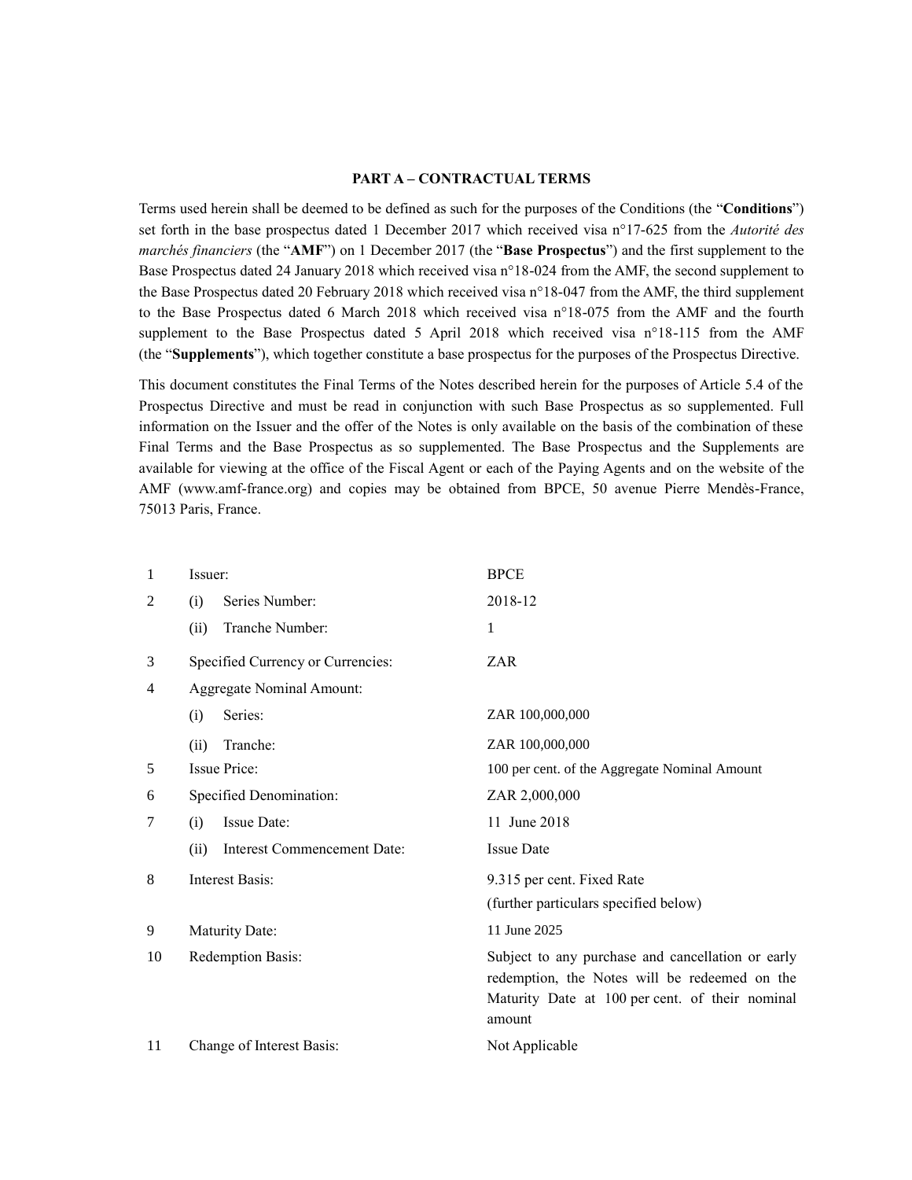## PART A – CONTRACTUAL TERMS

Terms used herein shall be deemed to be defined as such for the purposes of the Conditions (the "**Conditions**") set forth in the base prospectus dated 1 December 2017 which received visa n°17-625 from the *Autorité des marchés financiers* (the "**AMF**") on 1 December 2017 (the "**Base Prospectus**") and the first supplement to the Base Prospectus dated 24 January 2018 which received visa n°18-024 from the AMF, the second supplement to the Base Prospectus dated 20 February 2018 which received visa n°18-047 from the AMF, the third supplement to the Base Prospectus dated 6 March 2018 which received visa n°18-075 from the AMF and the fourth supplement to the Base Prospectus dated 5 April 2018 which received visa n°18-115 from the AMF (the "**Supplements**"), which together constitute a base prospectus for the purposes of the Prospectus Directive.

This document constitutes the Final Terms of the Notes described herein for the purposes of Article 5.4 of the Prospectus Directive and must be read in conjunction with such Base Prospectus as so supplemented. Full information on the Issuer and the offer of the Notes is only available on the basis of the combination of these Final Terms and the Base Prospectus as so supplemented. The Base Prospectus and the Supplements are available for viewing at the office of the Fiscal Agent or each of the Paying Agents and on the website of the AMF (www.amf-france.org) and copies may be obtained from BPCE, 50 avenue Pierre Mendès-France, 75013 Paris, France.

| | | |
|---|---|---|
| 1 | Issuer: | BPCE |
| 2 | (i) Series Number: | 2018-12 |
| | (ii) Tranche Number: | 1 |
| 3 | Specified Currency or Currencies: | ZAR |
| 4 | Aggregate Nominal Amount: | |
| | (i) Series: | ZAR 100,000,000 |
| | (ii) Tranche: | ZAR 100,000,000 |
| 5 | Issue Price: | 100 per cent. of the Aggregate Nominal Amount |
| 6 | Specified Denomination: | ZAR 2,000,000 |
| 7 | (i) Issue Date: | 11 June 2018 |
| | (ii) Interest Commencement Date: | Issue Date |
| 8 | Interest Basis: | 9.315 per cent. Fixed Rate<br>(further particulars specified below) |
| 9 | Maturity Date: | 11 June 2025 |
| 10 | Redemption Basis: | Subject to any purchase and cancellation or early redemption, the Notes will be redeemed on the Maturity Date at 100 per cent. of their nominal amount |
| 11 | Change of Interest Basis: | Not Applicable |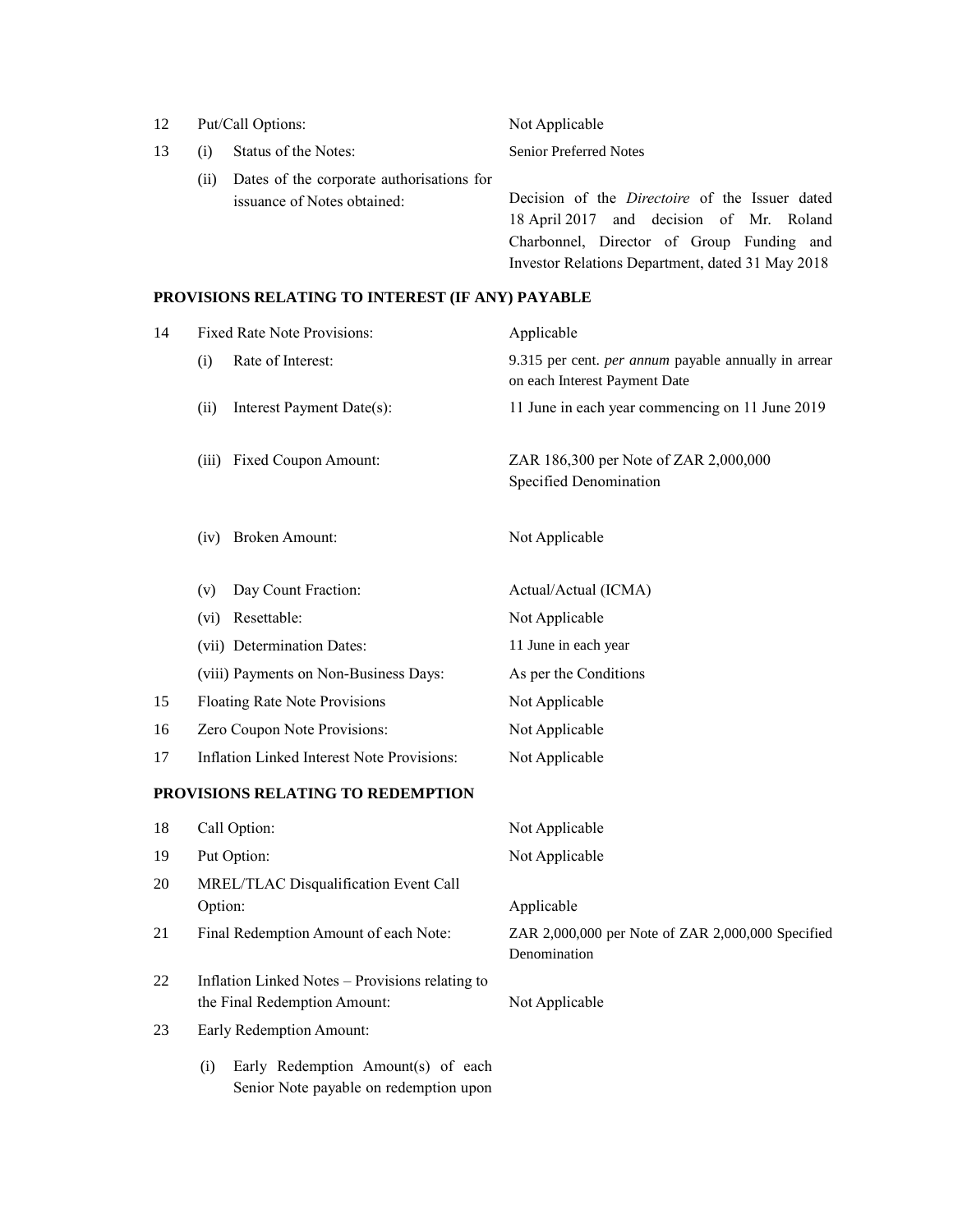| | | |
|---|---|---|
| 12 | Put/Call Options: | Not Applicable |
| 13 | (i) Status of the Notes: | Senior Preferred Notes |
| | (ii) Dates of the corporate authorisations for issuance of Notes obtained: | Decision of the *Directoire* of the Issuer dated 18 April 2017 and decision of Mr. Roland Charbonnel, Director of Group Funding and Investor Relations Department, dated 31 May 2018 |

**PROVISIONS RELATING TO INTEREST (IF ANY) PAYABLE**

| | | |
|---|---|---|
| 14 | Fixed Rate Note Provisions: | Applicable |
| | (i) Rate of Interest: | 9.315 per cent. *per annum* payable annually in arrear on each Interest Payment Date |
| | (ii) Interest Payment Date(s): | 11 June in each year commencing on 11 June 2019 |
| | (iii) Fixed Coupon Amount: | ZAR 186,300 per Note of ZAR 2,000,000 Specified Denomination |
| | (iv) Broken Amount: | Not Applicable |
| | (v) Day Count Fraction: | Actual/Actual (ICMA) |
| | (vi) Resettable: | Not Applicable |
| | (vii) Determination Dates: | 11 June in each year |
| | (viii) Payments on Non-Business Days: | As per the Conditions |
| 15 | Floating Rate Note Provisions | Not Applicable |
| 16 | Zero Coupon Note Provisions: | Not Applicable |
| 17 | Inflation Linked Interest Note Provisions: | Not Applicable |

**PROVISIONS RELATING TO REDEMPTION**

| | | |
|---|---|---|
| 18 | Call Option: | Not Applicable |
| 19 | Put Option: | Not Applicable |
| 20 | MREL/TLAC Disqualification Event Call Option: | Applicable |
| 21 | Final Redemption Amount of each Note: | ZAR 2,000,000 per Note of ZAR 2,000,000 Specified Denomination |
| 22 | Inflation Linked Notes – Provisions relating to the Final Redemption Amount: | Not Applicable |
| 23 | Early Redemption Amount: | |
| | (i) Early Redemption Amount(s) of each Senior Note payable on redemption upon | |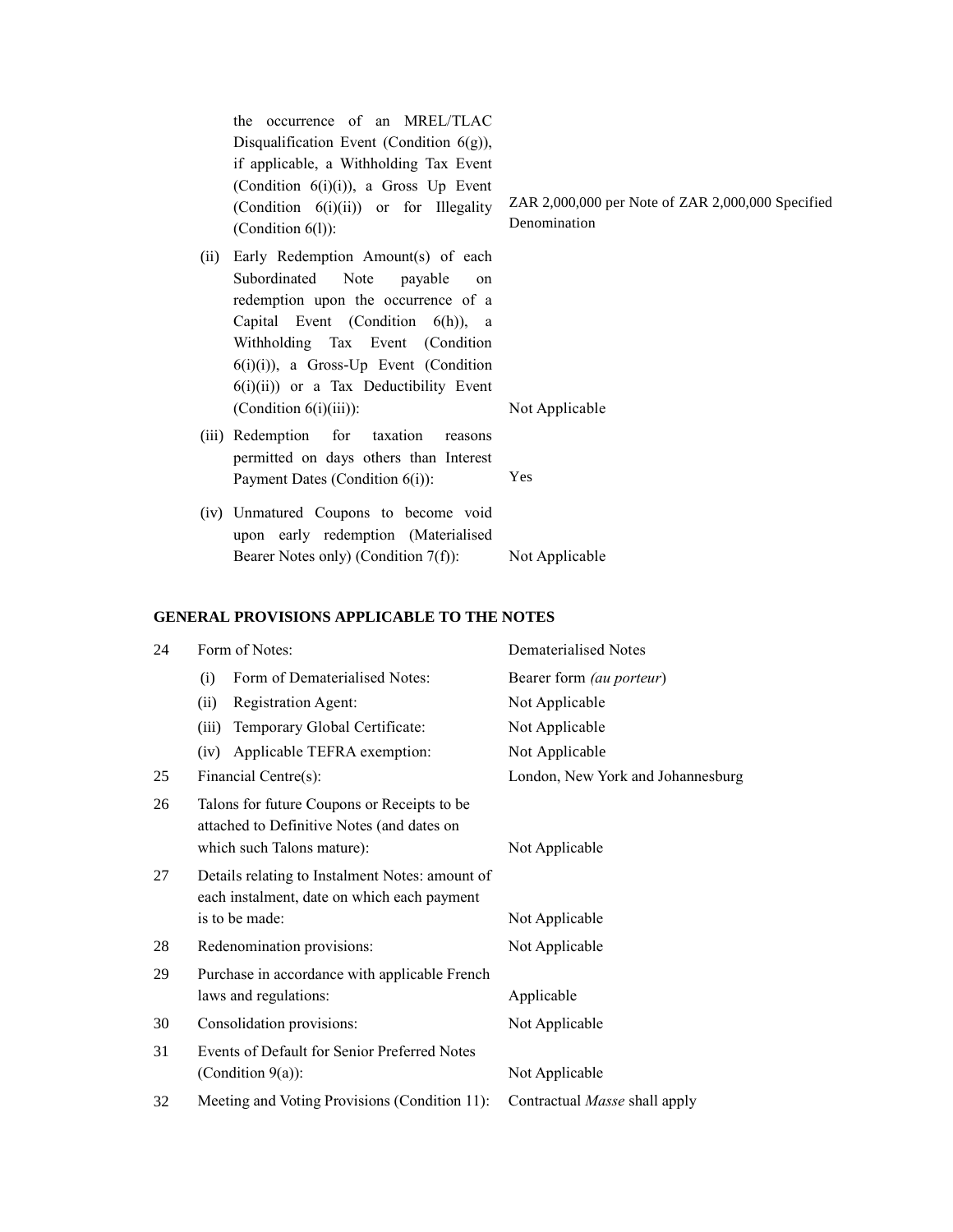| | | |
|---|---|---|
| | the occurrence of an MREL/TLAC Disqualification Event (Condition 6(g)), if applicable, a Withholding Tax Event (Condition 6(i)(i)), a Gross Up Event (Condition 6(i)(ii)) or for Illegality (Condition 6(l)): | ZAR 2,000,000 per Note of ZAR 2,000,000 Specified Denomination |
| | (ii) Early Redemption Amount(s) of each Subordinated Note payable on redemption upon the occurrence of a Capital Event (Condition 6(h)), a Withholding Tax Event (Condition 6(i)(i)), a Gross-Up Event (Condition 6(i)(ii)) or a Tax Deductibility Event (Condition 6(i)(iii)): | Not Applicable |
| | (iii) Redemption for taxation reasons permitted on days others than Interest Payment Dates (Condition 6(i)): | Yes |
| | (iv) Unmatured Coupons to become void upon early redemption (Materialised Bearer Notes only) (Condition 7(f)): | Not Applicable |

**GENERAL PROVISIONS APPLICABLE TO THE NOTES**

| | | |
|---|---|---|
| 24 | Form of Notes: | Dematerialised Notes |
| | (i) Form of Dematerialised Notes: | Bearer form *(au porteur)* |
| | (ii) Registration Agent: | Not Applicable |
| | (iii) Temporary Global Certificate: | Not Applicable |
| | (iv) Applicable TEFRA exemption: | Not Applicable |
| 25 | Financial Centre(s): | London, New York and Johannesburg |
| 26 | Talons for future Coupons or Receipts to be attached to Definitive Notes (and dates on which such Talons mature): | Not Applicable |
| 27 | Details relating to Instalment Notes: amount of each instalment, date on which each payment is to be made: | Not Applicable |
| 28 | Redenomination provisions: | Not Applicable |
| 29 | Purchase in accordance with applicable French laws and regulations: | Applicable |
| 30 | Consolidation provisions: | Not Applicable |
| 31 | Events of Default for Senior Preferred Notes (Condition 9(a)): | Not Applicable |
| 32 | Meeting and Voting Provisions (Condition 11): | Contractual *Masse* shall apply |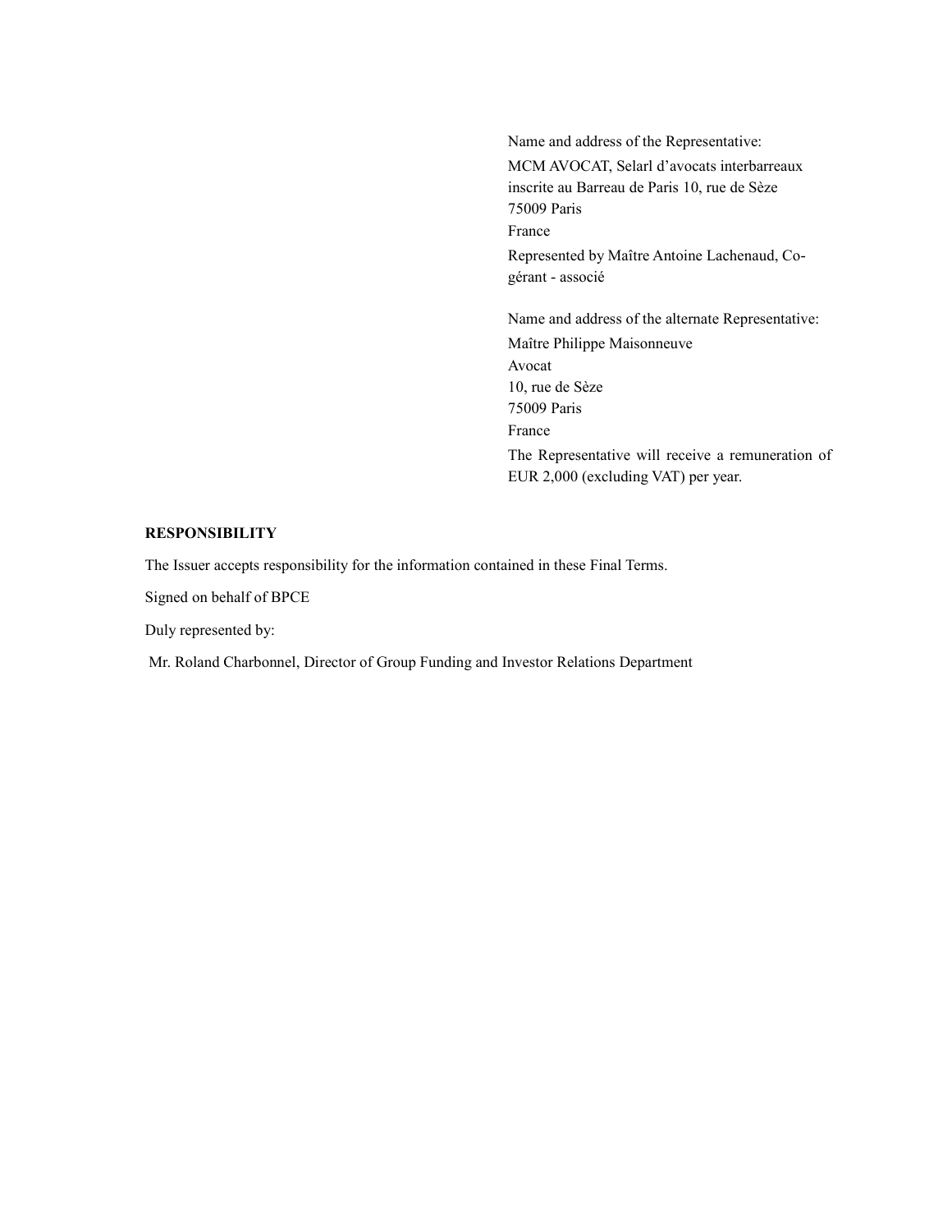Name and address of the Representative:

MCM AVOCAT, Selarl d'avocats interbarreaux inscrite au Barreau de Paris 10, rue de Sèze
75009 Paris
France

Represented by Maître Antoine Lachenaud, Co-gérant - associé

Name and address of the alternate Representative:

Maître Philippe Maisonneuve
Avocat
10, rue de Sèze
75009 Paris
France

The Representative will receive a remuneration of EUR 2,000 (excluding VAT) per year.

**RESPONSIBILITY**

The Issuer accepts responsibility for the information contained in these Final Terms.

Signed on behalf of BPCE

Duly represented by:

Mr. Roland Charbonnel, Director of Group Funding and Investor Relations Department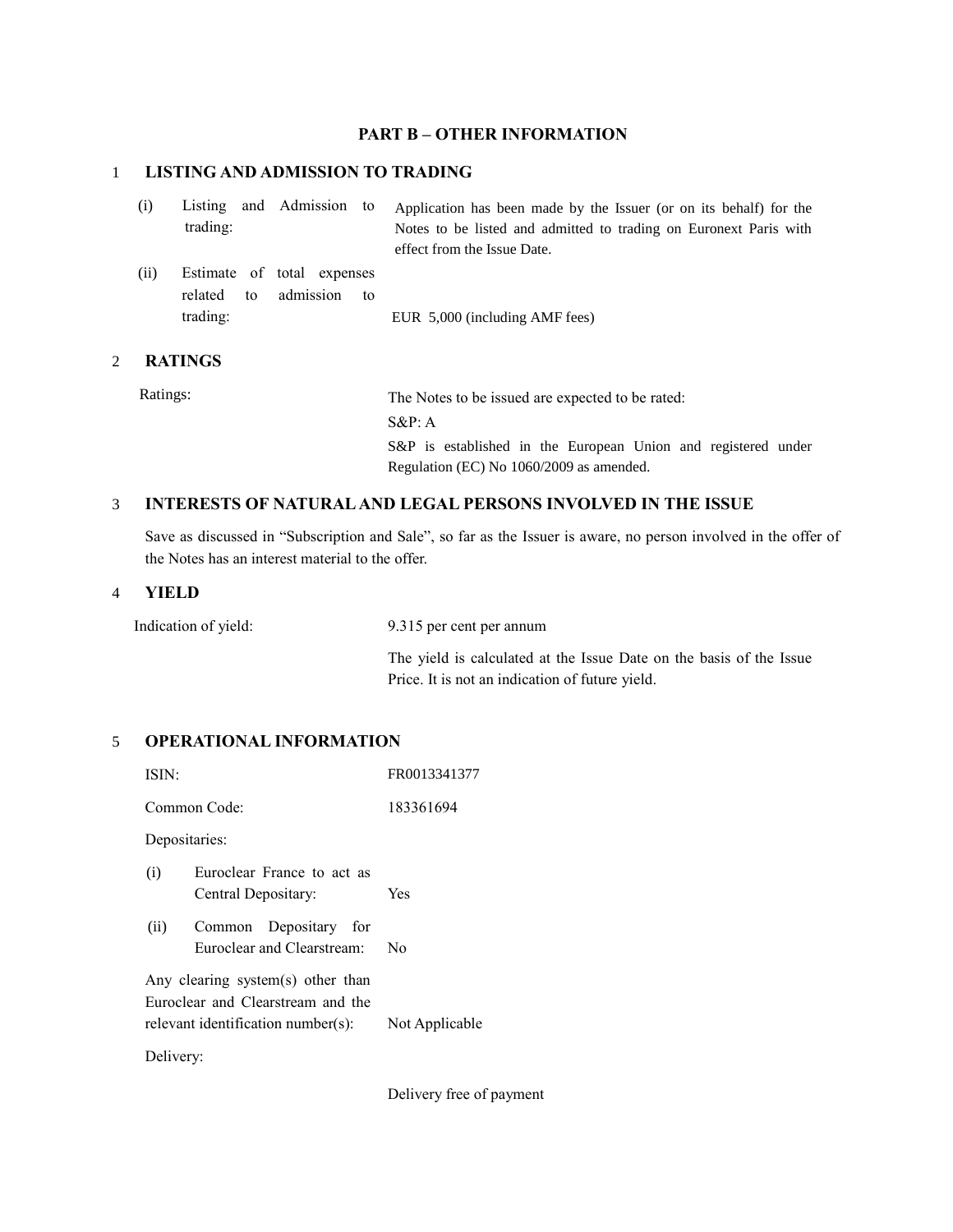## PART B – OTHER INFORMATION

### 1 LISTING AND ADMISSION TO TRADING

| | |
|---|---|
| (i) Listing and Admission to trading: | Application has been made by the Issuer (or on its behalf) for the Notes to be listed and admitted to trading on Euronext Paris with effect from the Issue Date. |
| (ii) Estimate of total expenses related to admission to trading: | EUR 5,000 (including AMF fees) |

### 2 RATINGS

| | |
|---|---|
| Ratings: | The Notes to be issued are expected to be rated:<br>S&P: A<br>S&P is established in the European Union and registered under Regulation (EC) No 1060/2009 as amended. |

### 3 INTERESTS OF NATURAL AND LEGAL PERSONS INVOLVED IN THE ISSUE

Save as discussed in "Subscription and Sale", so far as the Issuer is aware, no person involved in the offer of the Notes has an interest material to the offer.

### 4 YIELD

| | |
|---|---|
| Indication of yield: | 9.315 per cent per annum<br>The yield is calculated at the Issue Date on the basis of the Issue Price. It is not an indication of future yield. |

### 5 OPERATIONAL INFORMATION

| | |
|---|---|
| ISIN: | FR0013341377 |
| Common Code: | 183361694 |
| Depositaries: | |
| (i) Euroclear France to act as Central Depositary: | Yes |
| (ii) Common Depositary for Euroclear and Clearstream: | No |
| Any clearing system(s) other than Euroclear and Clearstream and the relevant identification number(s): | Not Applicable |
| Delivery: | Delivery free of payment |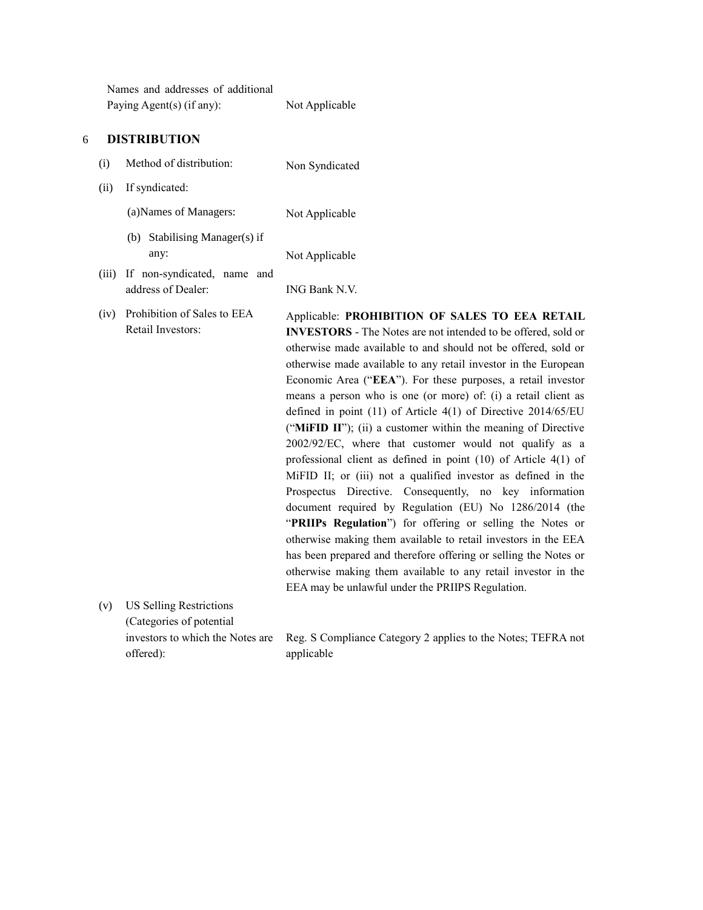| | |
|---|---|
| Names and addresses of additional Paying Agent(s) (if any): | Not Applicable |

## 6 DISTRIBUTION

| | | |
|---|---|---|
| (i) | Method of distribution: | Non Syndicated |
| (ii) | If syndicated: | |
| | (a) Names of Managers: | Not Applicable |
| | (b) Stabilising Manager(s) if any: | Not Applicable |
| (iii) | If non-syndicated, name and address of Dealer: | ING Bank N.V. |
| (iv) | Prohibition of Sales to EEA Retail Investors: | Applicable: **PROHIBITION OF SALES TO EEA RETAIL INVESTORS** - The Notes are not intended to be offered, sold or otherwise made available to and should not be offered, sold or otherwise made available to any retail investor in the European Economic Area ("**EEA**"). For these purposes, a retail investor means a person who is one (or more) of: (i) a retail client as defined in point (11) of Article 4(1) of Directive 2014/65/EU ("**MiFID II**"); (ii) a customer within the meaning of Directive 2002/92/EC, where that customer would not qualify as a professional client as defined in point (10) of Article 4(1) of MiFID II; or (iii) not a qualified investor as defined in the Prospectus Directive. Consequently, no key information document required by Regulation (EU) No 1286/2014 (the "**PRIIPs Regulation**") for offering or selling the Notes or otherwise making them available to retail investors in the EEA has been prepared and therefore offering or selling the Notes or otherwise making them available to any retail investor in the EEA may be unlawful under the PRIIPS Regulation. |
| (v) | US Selling Restrictions (Categories of potential investors to which the Notes are offered): | Reg. S Compliance Category 2 applies to the Notes; TEFRA not applicable |